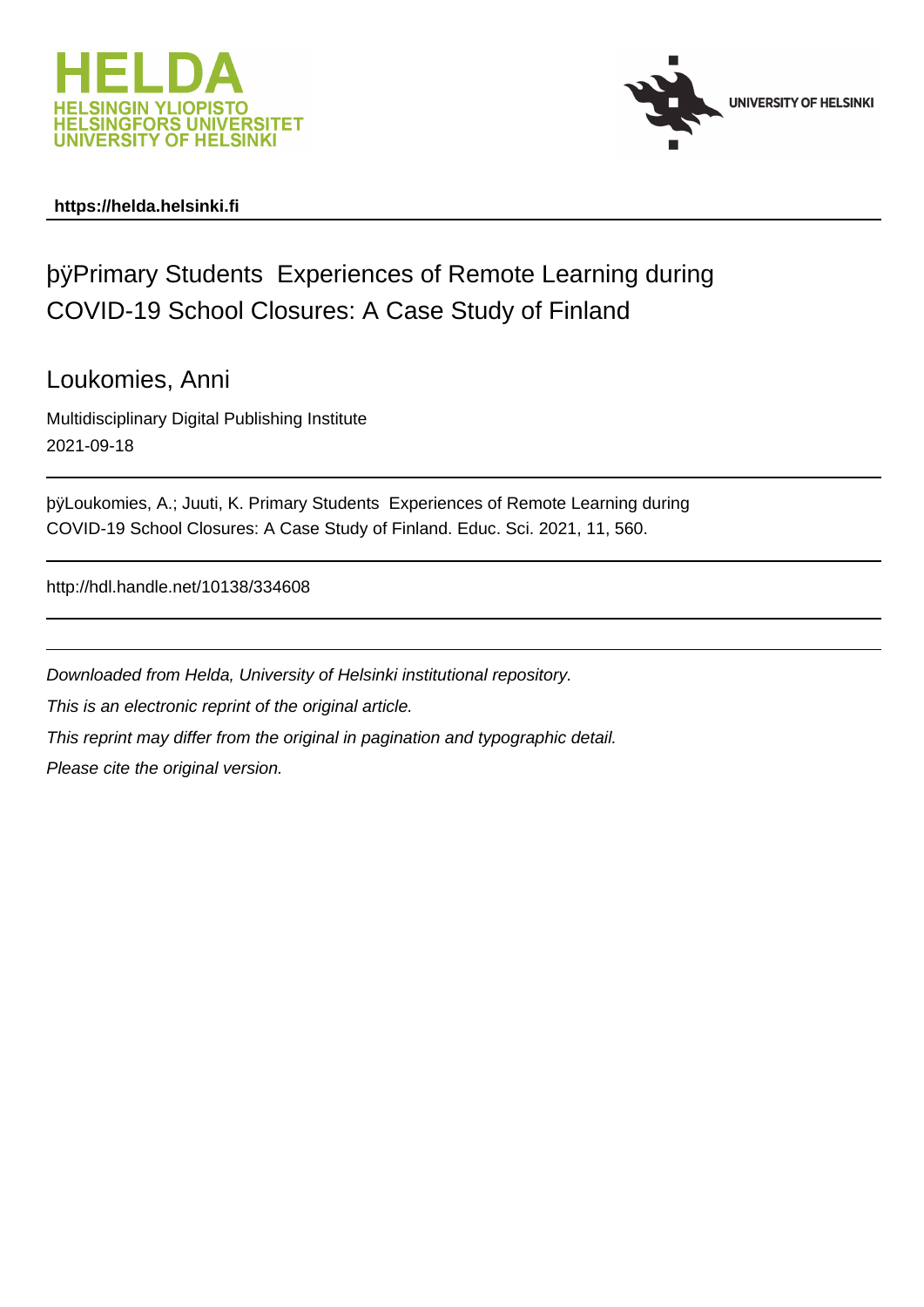**https://helda.helsinki.fi**

# þÿPrimary Students Experiences of Remote Learning during COVID-19 School Closures: A Case Study of Finland

Loukomies, Anni

Multidisciplinary Digital Publishing Institute

2021-09-18

þÿLoukomies, A.; Juuti, K. Primary Students Experiences of Remote Learning during COVID-19 School Closures: A Case Study of Finland. Educ. Sci. 2021, 11, 560.

http://hdl.handle.net/10138/334608

*Downloaded from Helda, University of Helsinki institutional repository.*

*This is an electronic reprint of the original article.*

*This reprint may differ from the original in pagination and typographic detail.*

*Please cite the original version.*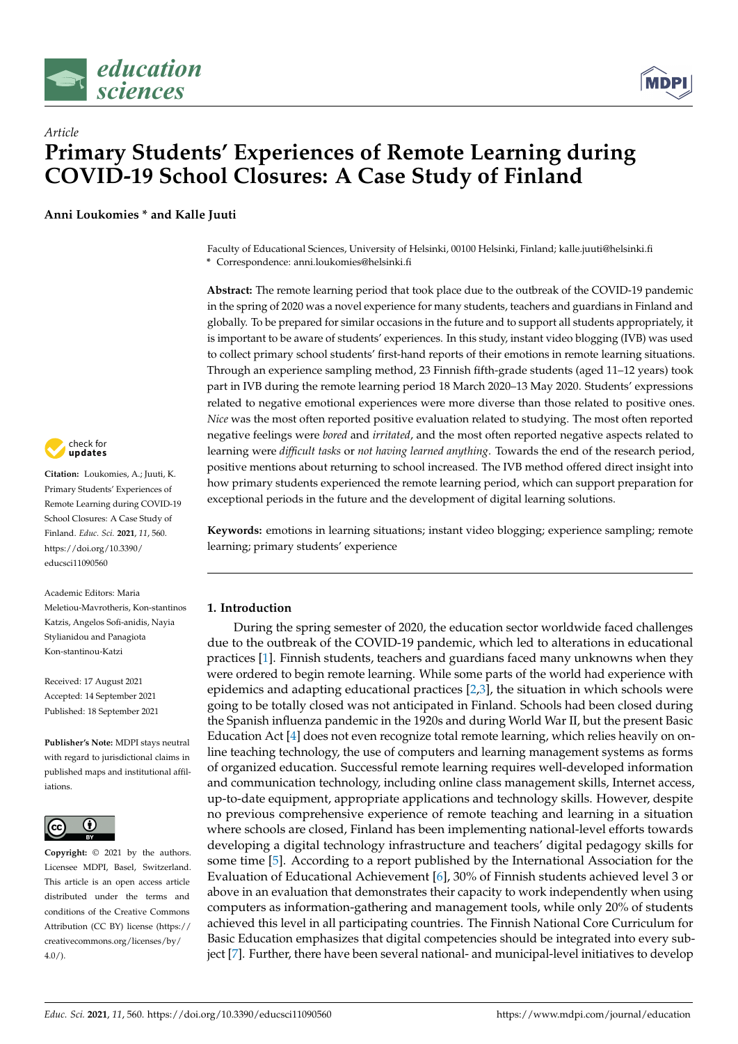# education sciences

*Article*

# Primary Students' Experiences of Remote Learning during COVID-19 School Closures: A Case Study of Finland

**Anni Loukomies * and Kalle Juuti**

Faculty of Educational Sciences, University of Helsinki, 00100 Helsinki, Finland; kalle.juuti@helsinki.fi
* Correspondence: anni.loukomies@helsinki.fi

**Abstract:** The remote learning period that took place due to the outbreak of the COVID-19 pandemic in the spring of 2020 was a novel experience for many students, teachers and guardians in Finland and globally. To be prepared for similar occasions in the future and to support all students appropriately, it is important to be aware of students' experiences. In this study, instant video blogging (IVB) was used to collect primary school students' first-hand reports of their emotions in remote learning situations. Through an experience sampling method, 23 Finnish fifth-grade students (aged 11–12 years) took part in IVB during the remote learning period 18 March 2020–13 May 2020. Students' expressions related to negative emotional experiences were more diverse than those related to positive ones. *Nice* was the most often reported positive evaluation related to studying. The most often reported negative feelings were *bored* and *irritated*, and the most often reported negative aspects related to learning were *difficult tasks* or *not having learned anything*. Towards the end of the research period, positive mentions about returning to school increased. The IVB method offered direct insight into how primary students experienced the remote learning period, which can support preparation for exceptional periods in the future and the development of digital learning solutions.

**Keywords:** emotions in learning situations; instant video blogging; experience sampling; remote learning; primary students' experience

**Citation:** Loukomies, A.; Juuti, K. Primary Students' Experiences of Remote Learning during COVID-19 School Closures: A Case Study of Finland. *Educ. Sci.* **2021**, *11*, 560. https://doi.org/10.3390/educsci11090560

Academic Editors: Maria Meletiou-Mavrotheris, Kon-stantinos Katzis, Angelos Sofi-anidis, Nayia Stylianidou and Panagiota Kon-stantinou-Katzi

Received: 17 August 2021
Accepted: 14 September 2021
Published: 18 September 2021

**Publisher's Note:** MDPI stays neutral with regard to jurisdictional claims in published maps and institutional affiliations.

**Copyright:** © 2021 by the authors. Licensee MDPI, Basel, Switzerland. This article is an open access article distributed under the terms and conditions of the Creative Commons Attribution (CC BY) license (https://creativecommons.org/licenses/by/4.0/).

## 1. Introduction

During the spring semester of 2020, the education sector worldwide faced challenges due to the outbreak of the COVID-19 pandemic, which led to alterations in educational practices [1]. Finnish students, teachers and guardians faced many unknowns when they were ordered to begin remote learning. While some parts of the world had experience with epidemics and adapting educational practices [2,3], the situation in which schools were going to be totally closed was not anticipated in Finland. Schools had been closed during the Spanish influenza pandemic in the 1920s and during World War II, but the present Basic Education Act [4] does not even recognize total remote learning, which relies heavily on online teaching technology, the use of computers and learning management systems as forms of organized education. Successful remote learning requires well-developed information and communication technology, including online class management skills, Internet access, up-to-date equipment, appropriate applications and technology skills. However, despite no previous comprehensive experience of remote teaching and learning in a situation where schools are closed, Finland has been implementing national-level efforts towards developing a digital technology infrastructure and teachers' digital pedagogy skills for some time [5]. According to a report published by the International Association for the Evaluation of Educational Achievement [6], 30% of Finnish students achieved level 3 or above in an evaluation that demonstrates their capacity to work independently when using computers as information-gathering and management tools, while only 20% of students achieved this level in all participating countries. The Finnish National Core Curriculum for Basic Education emphasizes that digital competencies should be integrated into every subject [7]. Further, there have been several national- and municipal-level initiatives to develop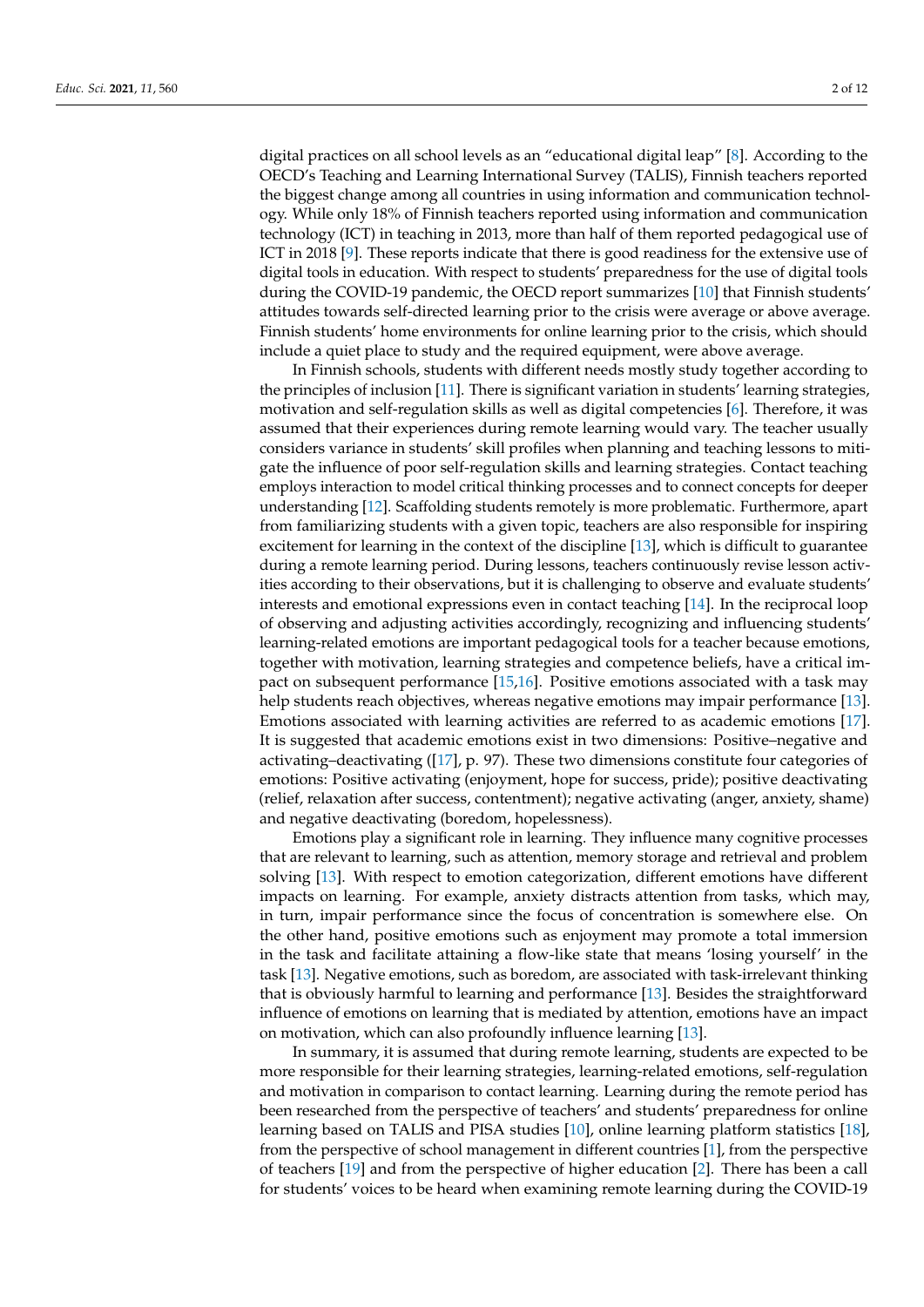digital practices on all school levels as an "educational digital leap" [8]. According to the OECD's Teaching and Learning International Survey (TALIS), Finnish teachers reported the biggest change among all countries in using information and communication technology. While only 18% of Finnish teachers reported using information and communication technology (ICT) in teaching in 2013, more than half of them reported pedagogical use of ICT in 2018 [9]. These reports indicate that there is good readiness for the extensive use of digital tools in education. With respect to students' preparedness for the use of digital tools during the COVID-19 pandemic, the OECD report summarizes [10] that Finnish students' attitudes towards self-directed learning prior to the crisis were average or above average. Finnish students' home environments for online learning prior to the crisis, which should include a quiet place to study and the required equipment, were above average.

In Finnish schools, students with different needs mostly study together according to the principles of inclusion [11]. There is significant variation in students' learning strategies, motivation and self-regulation skills as well as digital competencies [6]. Therefore, it was assumed that their experiences during remote learning would vary. The teacher usually considers variance in students' skill profiles when planning and teaching lessons to mitigate the influence of poor self-regulation skills and learning strategies. Contact teaching employs interaction to model critical thinking processes and to connect concepts for deeper understanding [12]. Scaffolding students remotely is more problematic. Furthermore, apart from familiarizing students with a given topic, teachers are also responsible for inspiring excitement for learning in the context of the discipline [13], which is difficult to guarantee during a remote learning period. During lessons, teachers continuously revise lesson activities according to their observations, but it is challenging to observe and evaluate students' interests and emotional expressions even in contact teaching [14]. In the reciprocal loop of observing and adjusting activities accordingly, recognizing and influencing students' learning-related emotions are important pedagogical tools for a teacher because emotions, together with motivation, learning strategies and competence beliefs, have a critical impact on subsequent performance [15,16]. Positive emotions associated with a task may help students reach objectives, whereas negative emotions may impair performance [13]. Emotions associated with learning activities are referred to as academic emotions [17]. It is suggested that academic emotions exist in two dimensions: Positive–negative and activating–deactivating ([17], p. 97). These two dimensions constitute four categories of emotions: Positive activating (enjoyment, hope for success, pride); positive deactivating (relief, relaxation after success, contentment); negative activating (anger, anxiety, shame) and negative deactivating (boredom, hopelessness).

Emotions play a significant role in learning. They influence many cognitive processes that are relevant to learning, such as attention, memory storage and retrieval and problem solving [13]. With respect to emotion categorization, different emotions have different impacts on learning. For example, anxiety distracts attention from tasks, which may, in turn, impair performance since the focus of concentration is somewhere else. On the other hand, positive emotions such as enjoyment may promote a total immersion in the task and facilitate attaining a flow-like state that means 'losing yourself' in the task [13]. Negative emotions, such as boredom, are associated with task-irrelevant thinking that is obviously harmful to learning and performance [13]. Besides the straightforward influence of emotions on learning that is mediated by attention, emotions have an impact on motivation, which can also profoundly influence learning [13].

In summary, it is assumed that during remote learning, students are expected to be more responsible for their learning strategies, learning-related emotions, self-regulation and motivation in comparison to contact learning. Learning during the remote period has been researched from the perspective of teachers' and students' preparedness for online learning based on TALIS and PISA studies [10], online learning platform statistics [18], from the perspective of school management in different countries [1], from the perspective of teachers [19] and from the perspective of higher education [2]. There has been a call for students' voices to be heard when examining remote learning during the COVID-19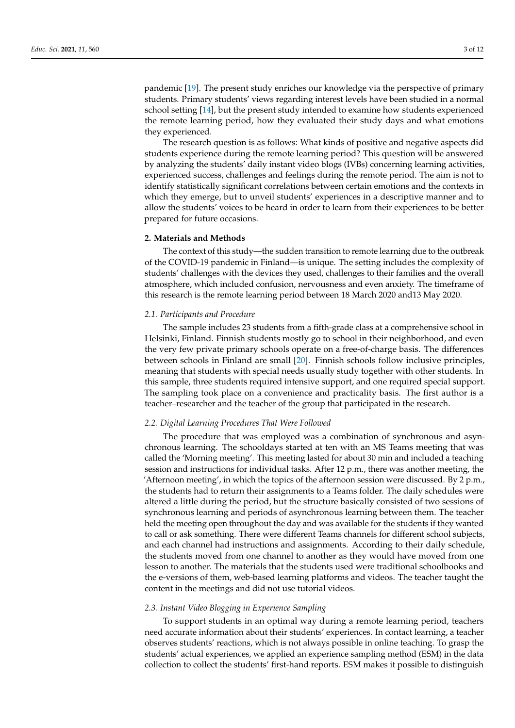pandemic [19]. The present study enriches our knowledge via the perspective of primary students. Primary students' views regarding interest levels have been studied in a normal school setting [14], but the present study intended to examine how students experienced the remote learning period, how they evaluated their study days and what emotions they experienced.

The research question is as follows: What kinds of positive and negative aspects did students experience during the remote learning period? This question will be answered by analyzing the students' daily instant video blogs (IVBs) concerning learning activities, experienced success, challenges and feelings during the remote period. The aim is not to identify statistically significant correlations between certain emotions and the contexts in which they emerge, but to unveil students' experiences in a descriptive manner and to allow the students' voices to be heard in order to learn from their experiences to be better prepared for future occasions.

## 2. Materials and Methods

The context of this study—the sudden transition to remote learning due to the outbreak of the COVID-19 pandemic in Finland—is unique. The setting includes the complexity of students' challenges with the devices they used, challenges to their families and the overall atmosphere, which included confusion, nervousness and even anxiety. The timeframe of this research is the remote learning period between 18 March 2020 and13 May 2020.

### *2.1. Participants and Procedure*

The sample includes 23 students from a fifth-grade class at a comprehensive school in Helsinki, Finland. Finnish students mostly go to school in their neighborhood, and even the very few private primary schools operate on a free-of-charge basis. The differences between schools in Finland are small [20]. Finnish schools follow inclusive principles, meaning that students with special needs usually study together with other students. In this sample, three students required intensive support, and one required special support. The sampling took place on a convenience and practicality basis. The first author is a teacher–researcher and the teacher of the group that participated in the research.

### *2.2. Digital Learning Procedures That Were Followed*

The procedure that was employed was a combination of synchronous and asynchronous learning. The schooldays started at ten with an MS Teams meeting that was called the 'Morning meeting'. This meeting lasted for about 30 min and included a teaching session and instructions for individual tasks. After 12 p.m., there was another meeting, the 'Afternoon meeting', in which the topics of the afternoon session were discussed. By 2 p.m., the students had to return their assignments to a Teams folder. The daily schedules were altered a little during the period, but the structure basically consisted of two sessions of synchronous learning and periods of asynchronous learning between them. The teacher held the meeting open throughout the day and was available for the students if they wanted to call or ask something. There were different Teams channels for different school subjects, and each channel had instructions and assignments. According to their daily schedule, the students moved from one channel to another as they would have moved from one lesson to another. The materials that the students used were traditional schoolbooks and the e-versions of them, web-based learning platforms and videos. The teacher taught the content in the meetings and did not use tutorial videos.

### *2.3. Instant Video Blogging in Experience Sampling*

To support students in an optimal way during a remote learning period, teachers need accurate information about their students' experiences. In contact learning, a teacher observes students' reactions, which is not always possible in online teaching. To grasp the students' actual experiences, we applied an experience sampling method (ESM) in the data collection to collect the students' first-hand reports. ESM makes it possible to distinguish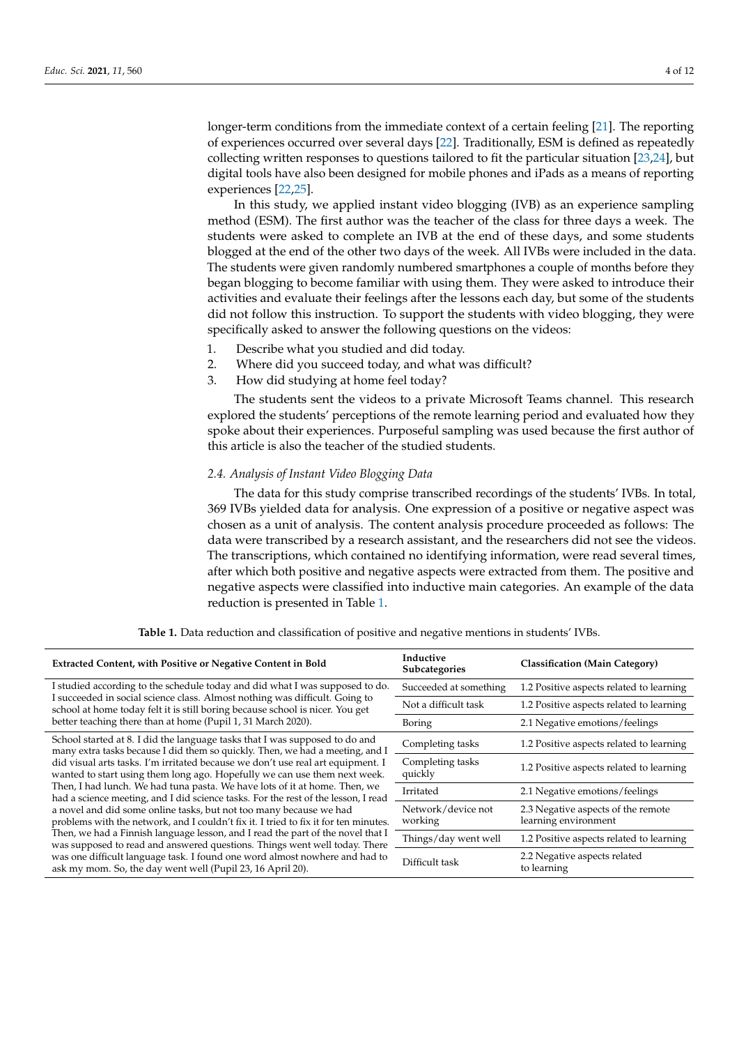longer-term conditions from the immediate context of a certain feeling [21]. The reporting of experiences occurred over several days [22]. Traditionally, ESM is defined as repeatedly collecting written responses to questions tailored to fit the particular situation [23,24], but digital tools have also been designed for mobile phones and iPads as a means of reporting experiences [22,25].

In this study, we applied instant video blogging (IVB) as an experience sampling method (ESM). The first author was the teacher of the class for three days a week. The students were asked to complete an IVB at the end of these days, and some students blogged at the end of the other two days of the week. All IVBs were included in the data. The students were given randomly numbered smartphones a couple of months before they began blogging to become familiar with using them. They were asked to introduce their activities and evaluate their feelings after the lessons each day, but some of the students did not follow this instruction. To support the students with video blogging, they were specifically asked to answer the following questions on the videos:

1. Describe what you studied and did today.
2. Where did you succeed today, and what was difficult?
3. How did studying at home feel today?

The students sent the videos to a private Microsoft Teams channel. This research explored the students' perceptions of the remote learning period and evaluated how they spoke about their experiences. Purposeful sampling was used because the first author of this article is also the teacher of the studied students.

### *2.4. Analysis of Instant Video Blogging Data*

The data for this study comprise transcribed recordings of the students' IVBs. In total, 369 IVBs yielded data for analysis. One expression of a positive or negative aspect was chosen as a unit of analysis. The content analysis procedure proceeded as follows: The data were transcribed by a research assistant, and the researchers did not see the videos. The transcriptions, which contained no identifying information, were read several times, after which both positive and negative aspects were extracted from them. The positive and negative aspects were classified into inductive main categories. An example of the data reduction is presented in Table 1.

**Table 1.** Data reduction and classification of positive and negative mentions in students' IVBs.

| Extracted Content, with Positive or Negative Content in Bold | Inductive Subcategories | Classification (Main Category) |
|---|---|---|
| I studied according to the schedule today and did what I was supposed to do. I succeeded in social science class. Almost nothing was difficult. Going to school at home today felt it is still boring because school is nicer. You get better teaching there than at home (Pupil 1, 31 March 2020). | Succeeded at something | 1.2 Positive aspects related to learning |
| | Not a difficult task | 1.2 Positive aspects related to learning |
| | Boring | 2.1 Negative emotions/feelings |
| School started at 8. I did the language tasks that I was supposed to do and many extra tasks because I did them so quickly. Then, we had a meeting, and I did visual arts tasks. I'm irritated because we don't use real art equipment. I wanted to start using them long ago. Hopefully we can use them next week. Then, I had lunch. We had tuna pasta. We have lots of it at home. Then, we had a science meeting, and I did science tasks. For the rest of the lesson, I read a novel and did some online tasks, but not too many because we had problems with the network, and I couldn't fix it. I tried to fix it for ten minutes. Then, we had a Finnish language lesson, and I read the part of the novel that I was supposed to read and answered questions. Things went well today. There was one difficult language task. I found one word almost nowhere and had to ask my mom. So, the day went well (Pupil 23, 16 April 20). | Completing tasks | 1.2 Positive aspects related to learning |
| | Completing tasks quickly | 1.2 Positive aspects related to learning |
| | Irritated | 2.1 Negative emotions/feelings |
| | Network/device not working | 2.3 Negative aspects of the remote learning environment |
| | Things/day went well | 1.2 Positive aspects related to learning |
| | Difficult task | 2.2 Negative aspects related to learning |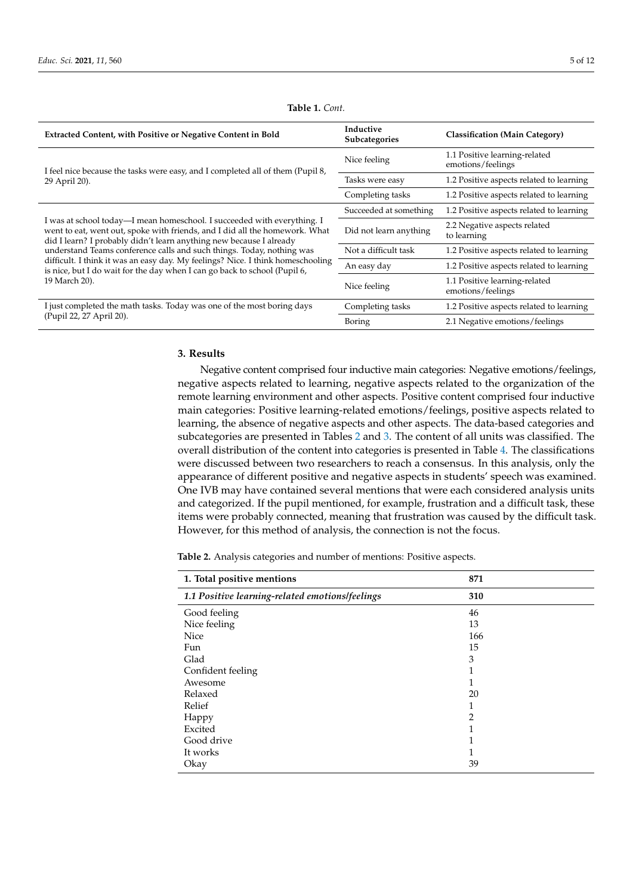**Table 1.** *Cont.*

| Extracted Content, with Positive or Negative Content in Bold | Inductive Subcategories | Classification (Main Category) |
|---|---|---|
| I feel nice because the tasks were easy, and I completed all of them (Pupil 8, 29 April 20). | Nice feeling | 1.1 Positive learning-related emotions/feelings |
| | Tasks were easy | 1.2 Positive aspects related to learning |
| | Completing tasks | 1.2 Positive aspects related to learning |
| I was at school today—I mean homeschool. I succeeded with everything. I went to eat, went out, spoke with friends, and I did all the homework. What did I learn? I probably didn't learn anything new because I already understand Teams conference calls and such things. Today, nothing was difficult. I think it was an easy day. My feelings? Nice. I think homeschooling is nice, but I do wait for the day when I can go back to school (Pupil 6, 19 March 20). | Succeeded at something | 1.2 Positive aspects related to learning |
| | Did not learn anything | 2.2 Negative aspects related to learning |
| | Not a difficult task | 1.2 Positive aspects related to learning |
| | An easy day | 1.2 Positive aspects related to learning |
| | Nice feeling | 1.1 Positive learning-related emotions/feelings |
| I just completed the math tasks. Today was one of the most boring days (Pupil 22, 27 April 20). | Completing tasks | 1.2 Positive aspects related to learning |
| | Boring | 2.1 Negative emotions/feelings |

## 3. Results

Negative content comprised four inductive main categories: Negative emotions/feelings, negative aspects related to learning, negative aspects related to the organization of the remote learning environment and other aspects. Positive content comprised four inductive main categories: Positive learning-related emotions/feelings, positive aspects related to learning, the absence of negative aspects and other aspects. The data-based categories and subcategories are presented in Tables 2 and 3. The content of all units was classified. The overall distribution of the content into categories is presented in Table 4. The classifications were discussed between two researchers to reach a consensus. In this analysis, only the appearance of different positive and negative aspects in students' speech was examined. One IVB may have contained several mentions that were each considered analysis units and categorized. If the pupil mentioned, for example, frustration and a difficult task, these items were probably connected, meaning that frustration was caused by the difficult task. However, for this method of analysis, the connection is not the focus.

**Table 2.** Analysis categories and number of mentions: Positive aspects.

| **1. Total positive mentions** | **871** |
|---|---|
| ***1.1 Positive learning-related emotions/feelings*** | **310** |
| Good feeling | 46 |
| Nice feeling | 13 |
| Nice | 166 |
| Fun | 15 |
| Glad | 3 |
| Confident feeling | 1 |
| Awesome | 1 |
| Relaxed | 20 |
| Relief | 1 |
| Happy | 2 |
| Excited | 1 |
| Good drive | 1 |
| It works | 1 |
| Okay | 39 |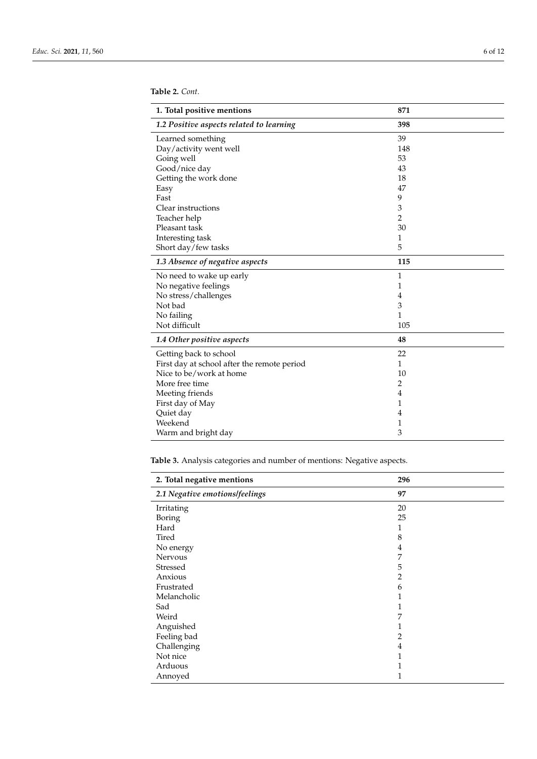**Table 2.** *Cont.*

| **1. Total positive mentions** | **871** |
|---|---|
| ***1.2 Positive aspects related to learning*** | **398** |
| Learned something | 39 |
| Day/activity went well | 148 |
| Going well | 53 |
| Good/nice day | 43 |
| Getting the work done | 18 |
| Easy | 47 |
| Fast | 9 |
| Clear instructions | 3 |
| Teacher help | 2 |
| Pleasant task | 30 |
| Interesting task | 1 |
| Short day/few tasks | 5 |
| ***1.3 Absence of negative aspects*** | **115** |
| No need to wake up early | 1 |
| No negative feelings | 1 |
| No stress/challenges | 4 |
| Not bad | 3 |
| No failing | 1 |
| Not difficult | 105 |
| ***1.4 Other positive aspects*** | **48** |
| Getting back to school | 22 |
| First day at school after the remote period | 1 |
| Nice to be/work at home | 10 |
| More free time | 2 |
| Meeting friends | 4 |
| First day of May | 1 |
| Quiet day | 4 |
| Weekend | 1 |
| Warm and bright day | 3 |

**Table 3.** Analysis categories and number of mentions: Negative aspects.

| **2. Total negative mentions** | **296** |
|---|---|
| ***2.1 Negative emotions/feelings*** | **97** |
| Irritating | 20 |
| Boring | 25 |
| Hard | 1 |
| Tired | 8 |
| No energy | 4 |
| Nervous | 7 |
| Stressed | 5 |
| Anxious | 2 |
| Frustrated | 6 |
| Melancholic | 1 |
| Sad | 1 |
| Weird | 7 |
| Anguished | 1 |
| Feeling bad | 2 |
| Challenging | 4 |
| Not nice | 1 |
| Arduous | 1 |
| Annoyed | 1 |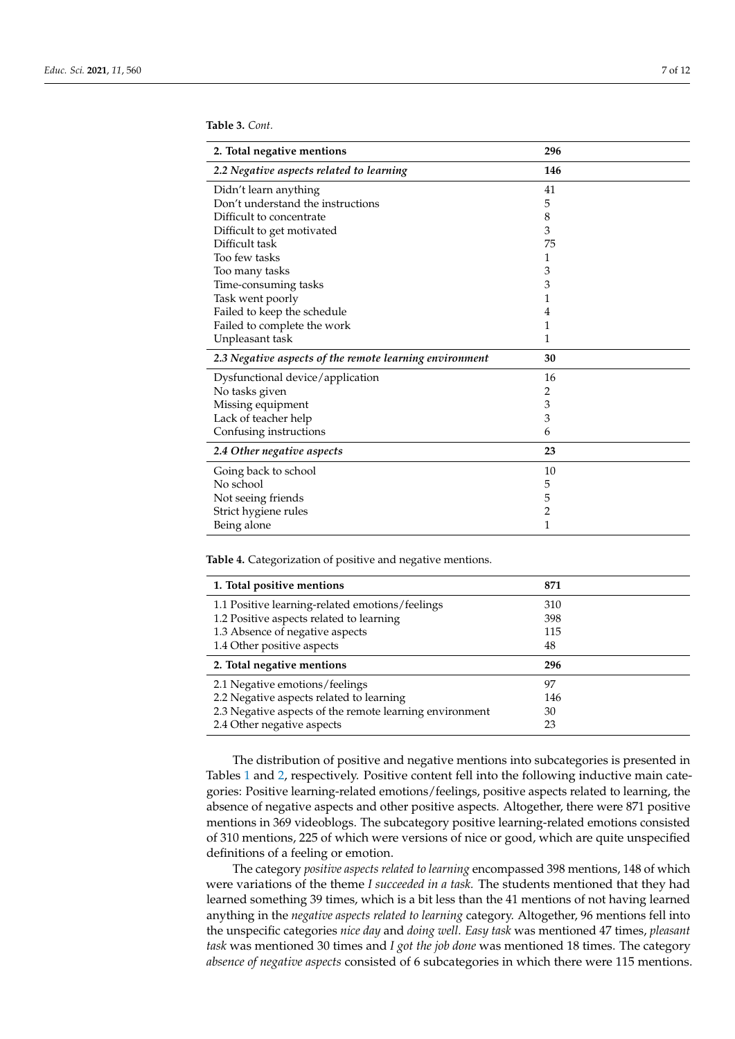**Table 3.** *Cont.*

| **2. Total negative mentions** | **296** |
|---|---|
| ***2.2 Negative aspects related to learning*** | **146** |
| Didn't learn anything | 41 |
| Don't understand the instructions | 5 |
| Difficult to concentrate | 8 |
| Difficult to get motivated | 3 |
| Difficult task | 75 |
| Too few tasks | 1 |
| Too many tasks | 3 |
| Time-consuming tasks | 3 |
| Task went poorly | 1 |
| Failed to keep the schedule | 4 |
| Failed to complete the work | 1 |
| Unpleasant task | 1 |
| ***2.3 Negative aspects of the remote learning environment*** | **30** |
| Dysfunctional device/application | 16 |
| No tasks given | 2 |
| Missing equipment | 3 |
| Lack of teacher help | 3 |
| Confusing instructions | 6 |
| ***2.4 Other negative aspects*** | **23** |
| Going back to school | 10 |
| No school | 5 |
| Not seeing friends | 5 |
| Strict hygiene rules | 2 |
| Being alone | 1 |

**Table 4.** Categorization of positive and negative mentions.

| **1. Total positive mentions** | **871** |
|---|---|
| 1.1 Positive learning-related emotions/feelings | 310 |
| 1.2 Positive aspects related to learning | 398 |
| 1.3 Absence of negative aspects | 115 |
| 1.4 Other positive aspects | 48 |
| **2. Total negative mentions** | **296** |
| 2.1 Negative emotions/feelings | 97 |
| 2.2 Negative aspects related to learning | 146 |
| 2.3 Negative aspects of the remote learning environment | 30 |
| 2.4 Other negative aspects | 23 |

The distribution of positive and negative mentions into subcategories is presented in Tables 1 and 2, respectively. Positive content fell into the following inductive main categories: Positive learning-related emotions/feelings, positive aspects related to learning, the absence of negative aspects and other positive aspects. Altogether, there were 871 positive mentions in 369 videoblogs. The subcategory positive learning-related emotions consisted of 310 mentions, 225 of which were versions of nice or good, which are quite unspecified definitions of a feeling or emotion.

The category *positive aspects related to learning* encompassed 398 mentions, 148 of which were variations of the theme *I succeeded in a task.* The students mentioned that they had learned something 39 times, which is a bit less than the 41 mentions of not having learned anything in the *negative aspects related to learning* category. Altogether, 96 mentions fell into the unspecific categories *nice day* and *doing well*. *Easy task* was mentioned 47 times, *pleasant task* was mentioned 30 times and *I got the job done* was mentioned 18 times. The category *absence of negative aspects* consisted of 6 subcategories in which there were 115 mentions.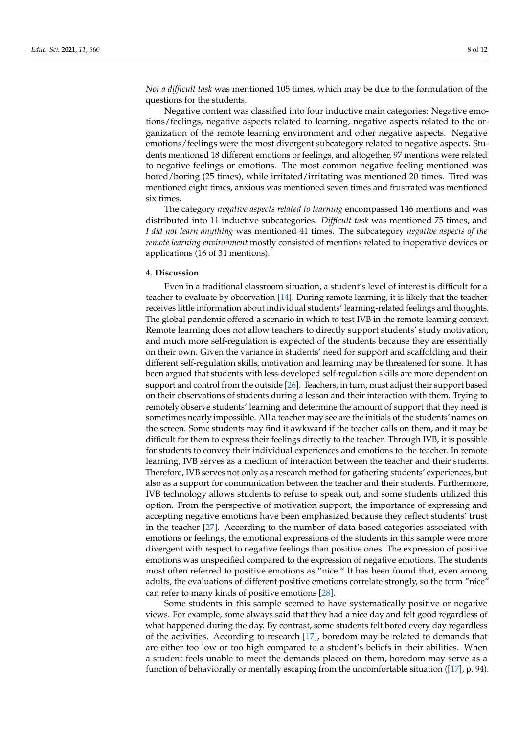*Not a difficult task* was mentioned 105 times, which may be due to the formulation of the questions for the students.

Negative content was classified into four inductive main categories: Negative emotions/feelings, negative aspects related to learning, negative aspects related to the organization of the remote learning environment and other negative aspects. Negative emotions/feelings were the most divergent subcategory related to negative aspects. Students mentioned 18 different emotions or feelings, and altogether, 97 mentions were related to negative feelings or emotions. The most common negative feeling mentioned was bored/boring (25 times), while irritated/irritating was mentioned 20 times. Tired was mentioned eight times, anxious was mentioned seven times and frustrated was mentioned six times.

The category *negative aspects related to learning* encompassed 146 mentions and was distributed into 11 inductive subcategories. *Difficult task* was mentioned 75 times, and *I did not learn anything* was mentioned 41 times. The subcategory *negative aspects of the remote learning environment* mostly consisted of mentions related to inoperative devices or applications (16 of 31 mentions).

## 4. Discussion

Even in a traditional classroom situation, a student's level of interest is difficult for a teacher to evaluate by observation [14]. During remote learning, it is likely that the teacher receives little information about individual students' learning-related feelings and thoughts. The global pandemic offered a scenario in which to test IVB in the remote learning context. Remote learning does not allow teachers to directly support students' study motivation, and much more self-regulation is expected of the students because they are essentially on their own. Given the variance in students' need for support and scaffolding and their different self-regulation skills, motivation and learning may be threatened for some. It has been argued that students with less-developed self-regulation skills are more dependent on support and control from the outside [26]. Teachers, in turn, must adjust their support based on their observations of students during a lesson and their interaction with them. Trying to remotely observe students' learning and determine the amount of support that they need is sometimes nearly impossible. All a teacher may see are the initials of the students' names on the screen. Some students may find it awkward if the teacher calls on them, and it may be difficult for them to express their feelings directly to the teacher. Through IVB, it is possible for students to convey their individual experiences and emotions to the teacher. In remote learning, IVB serves as a medium of interaction between the teacher and their students. Therefore, IVB serves not only as a research method for gathering students' experiences, but also as a support for communication between the teacher and their students. Furthermore, IVB technology allows students to refuse to speak out, and some students utilized this option. From the perspective of motivation support, the importance of expressing and accepting negative emotions have been emphasized because they reflect students' trust in the teacher [27]. According to the number of data-based categories associated with emotions or feelings, the emotional expressions of the students in this sample were more divergent with respect to negative feelings than positive ones. The expression of positive emotions was unspecified compared to the expression of negative emotions. The students most often referred to positive emotions as "nice." It has been found that, even among adults, the evaluations of different positive emotions correlate strongly, so the term "nice" can refer to many kinds of positive emotions [28].

Some students in this sample seemed to have systematically positive or negative views. For example, some always said that they had a nice day and felt good regardless of what happened during the day. By contrast, some students felt bored every day regardless of the activities. According to research [17], boredom may be related to demands that are either too low or too high compared to a student's beliefs in their abilities. When a student feels unable to meet the demands placed on them, boredom may serve as a function of behaviorally or mentally escaping from the uncomfortable situation ([17], p. 94).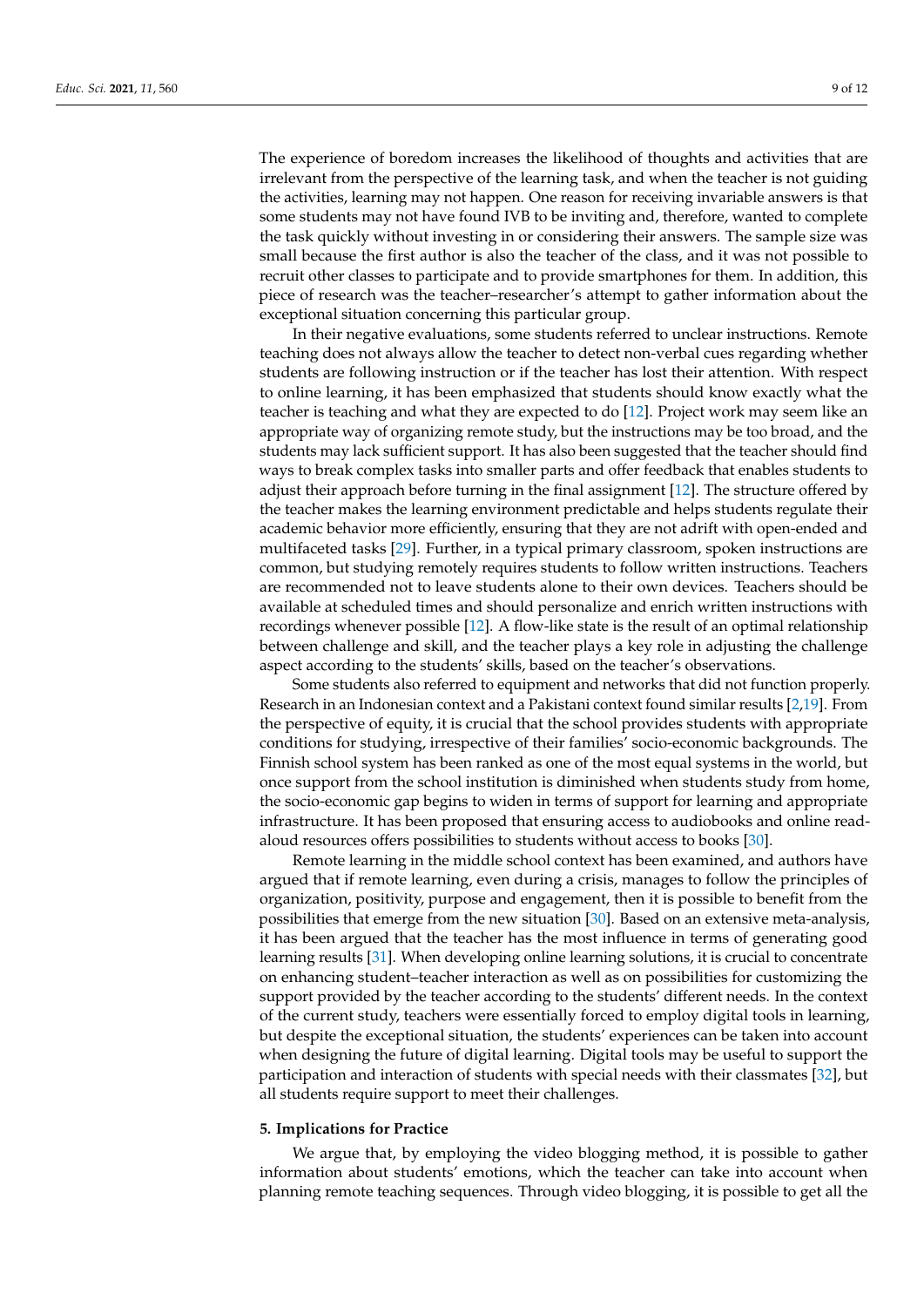The experience of boredom increases the likelihood of thoughts and activities that are irrelevant from the perspective of the learning task, and when the teacher is not guiding the activities, learning may not happen. One reason for receiving invariable answers is that some students may not have found IVB to be inviting and, therefore, wanted to complete the task quickly without investing in or considering their answers. The sample size was small because the first author is also the teacher of the class, and it was not possible to recruit other classes to participate and to provide smartphones for them. In addition, this piece of research was the teacher–researcher's attempt to gather information about the exceptional situation concerning this particular group.

In their negative evaluations, some students referred to unclear instructions. Remote teaching does not always allow the teacher to detect non-verbal cues regarding whether students are following instruction or if the teacher has lost their attention. With respect to online learning, it has been emphasized that students should know exactly what the teacher is teaching and what they are expected to do [12]. Project work may seem like an appropriate way of organizing remote study, but the instructions may be too broad, and the students may lack sufficient support. It has also been suggested that the teacher should find ways to break complex tasks into smaller parts and offer feedback that enables students to adjust their approach before turning in the final assignment [12]. The structure offered by the teacher makes the learning environment predictable and helps students regulate their academic behavior more efficiently, ensuring that they are not adrift with open-ended and multifaceted tasks [29]. Further, in a typical primary classroom, spoken instructions are common, but studying remotely requires students to follow written instructions. Teachers are recommended not to leave students alone to their own devices. Teachers should be available at scheduled times and should personalize and enrich written instructions with recordings whenever possible [12]. A flow-like state is the result of an optimal relationship between challenge and skill, and the teacher plays a key role in adjusting the challenge aspect according to the students' skills, based on the teacher's observations.

Some students also referred to equipment and networks that did not function properly. Research in an Indonesian context and a Pakistani context found similar results [2,19]. From the perspective of equity, it is crucial that the school provides students with appropriate conditions for studying, irrespective of their families' socio-economic backgrounds. The Finnish school system has been ranked as one of the most equal systems in the world, but once support from the school institution is diminished when students study from home, the socio-economic gap begins to widen in terms of support for learning and appropriate infrastructure. It has been proposed that ensuring access to audiobooks and online read-aloud resources offers possibilities to students without access to books [30].

Remote learning in the middle school context has been examined, and authors have argued that if remote learning, even during a crisis, manages to follow the principles of organization, positivity, purpose and engagement, then it is possible to benefit from the possibilities that emerge from the new situation [30]. Based on an extensive meta-analysis, it has been argued that the teacher has the most influence in terms of generating good learning results [31]. When developing online learning solutions, it is crucial to concentrate on enhancing student–teacher interaction as well as on possibilities for customizing the support provided by the teacher according to the students' different needs. In the context of the current study, teachers were essentially forced to employ digital tools in learning, but despite the exceptional situation, the students' experiences can be taken into account when designing the future of digital learning. Digital tools may be useful to support the participation and interaction of students with special needs with their classmates [32], but all students require support to meet their challenges.

## 5. Implications for Practice

We argue that, by employing the video blogging method, it is possible to gather information about students' emotions, which the teacher can take into account when planning remote teaching sequences. Through video blogging, it is possible to get all the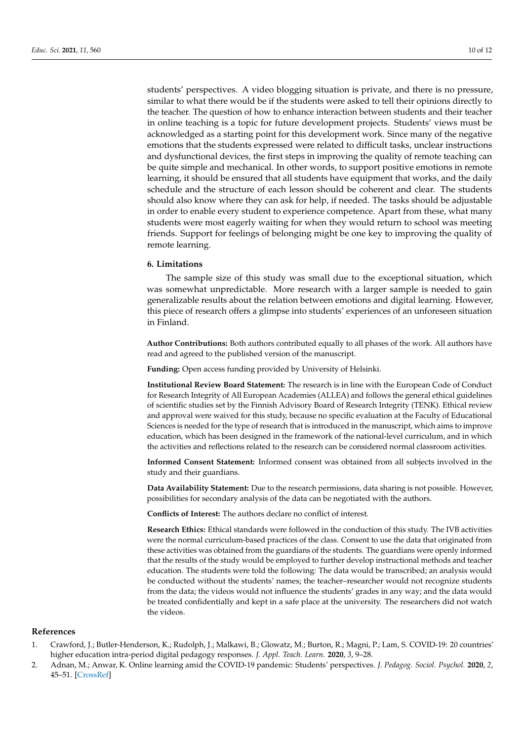students' perspectives. A video blogging situation is private, and there is no pressure, similar to what there would be if the students were asked to tell their opinions directly to the teacher. The question of how to enhance interaction between students and their teacher in online teaching is a topic for future development projects. Students' views must be acknowledged as a starting point for this development work. Since many of the negative emotions that the students expressed were related to difficult tasks, unclear instructions and dysfunctional devices, the first steps in improving the quality of remote teaching can be quite simple and mechanical. In other words, to support positive emotions in remote learning, it should be ensured that all students have equipment that works, and the daily schedule and the structure of each lesson should be coherent and clear. The students should also know where they can ask for help, if needed. The tasks should be adjustable in order to enable every student to experience competence. Apart from these, what many students were most eagerly waiting for when they would return to school was meeting friends. Support for feelings of belonging might be one key to improving the quality of remote learning.

## 6. Limitations

The sample size of this study was small due to the exceptional situation, which was somewhat unpredictable. More research with a larger sample is needed to gain generalizable results about the relation between emotions and digital learning. However, this piece of research offers a glimpse into students' experiences of an unforeseen situation in Finland.

**Author Contributions:** Both authors contributed equally to all phases of the work. All authors have read and agreed to the published version of the manuscript.

**Funding:** Open access funding provided by University of Helsinki.

**Institutional Review Board Statement:** The research is in line with the European Code of Conduct for Research Integrity of All European Academies (ALLEA) and follows the general ethical guidelines of scientific studies set by the Finnish Advisory Board of Research Integrity (TENK). Ethical review and approval were waived for this study, because no specific evaluation at the Faculty of Educational Sciences is needed for the type of research that is introduced in the manuscript, which aims to improve education, which has been designed in the framework of the national-level curriculum, and in which the activities and reflections related to the research can be considered normal classroom activities.

**Informed Consent Statement:** Informed consent was obtained from all subjects involved in the study and their guardians.

**Data Availability Statement:** Due to the research permissions, data sharing is not possible. However, possibilities for secondary analysis of the data can be negotiated with the authors.

**Conflicts of Interest:** The authors declare no conflict of interest.

**Research Ethics:** Ethical standards were followed in the conduction of this study. The IVB activities were the normal curriculum-based practices of the class. Consent to use the data that originated from these activities was obtained from the guardians of the students. The guardians were openly informed that the results of the study would be employed to further develop instructional methods and teacher education. The students were told the following: The data would be transcribed; an analysis would be conducted without the students' names; the teacher–researcher would not recognize students from the data; the videos would not influence the students' grades in any way; and the data would be treated confidentially and kept in a safe place at the university. The researchers did not watch the videos.

## References

1. Crawford, J.; Butler-Henderson, K.; Rudolph, J.; Malkawi, B.; Glowatz, M.; Burton, R.; Magni, P.; Lam, S. COVID-19: 20 countries' higher education intra-period digital pedagogy responses. *J. Appl. Teach. Learn.* **2020**, *3*, 9–28.
2. Adnan, M.; Anwar, K. Online learning amid the COVID-19 pandemic: Students' perspectives. *J. Pedagog. Sociol. Psychol.* **2020**, *2*, 45–51. [CrossRef]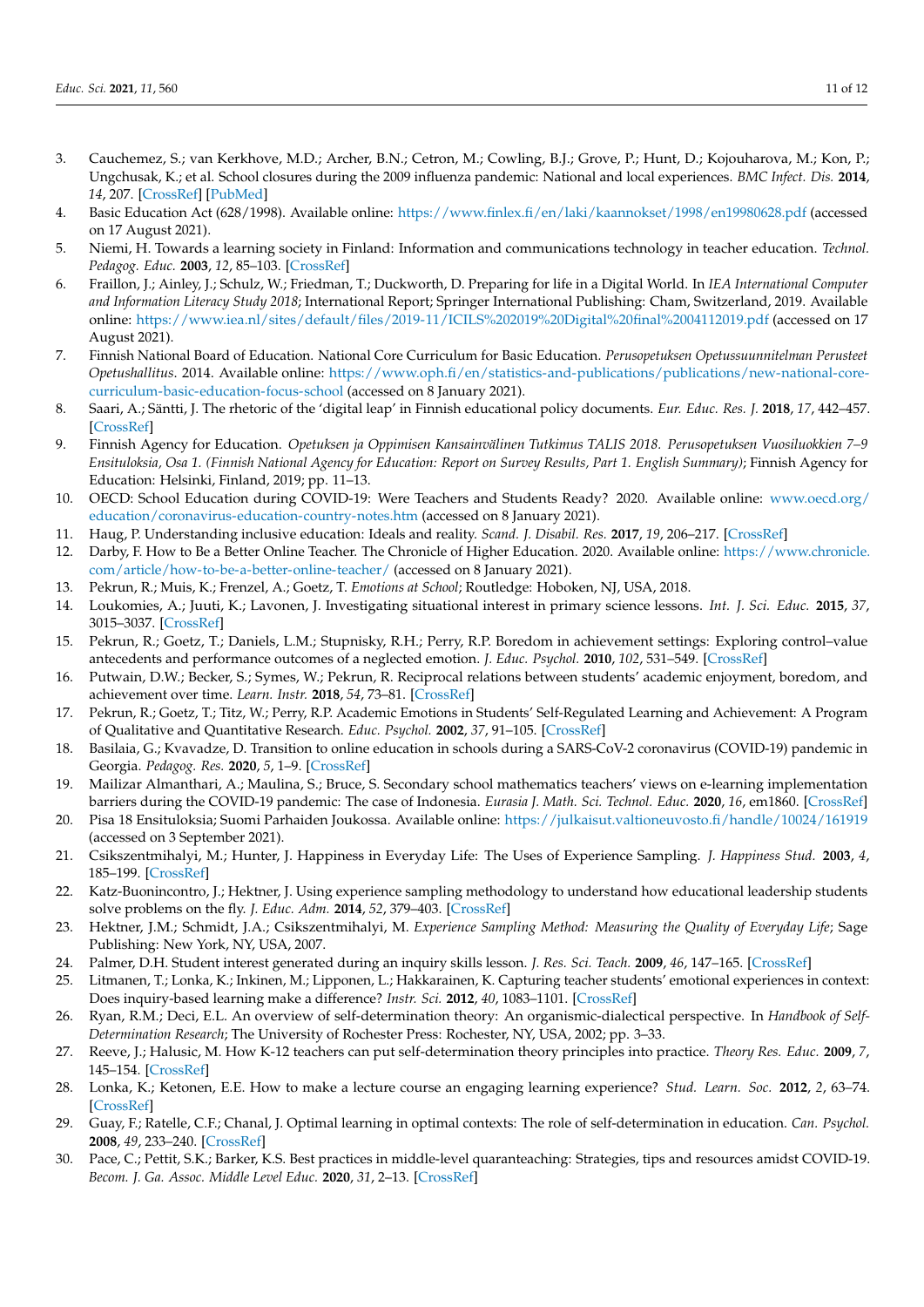3. Cauchemez, S.; van Kerkhove, M.D.; Archer, B.N.; Cetron, M.; Cowling, B.J.; Grove, P.; Hunt, D.; Kojouharova, M.; Kon, P.; Ungchusak, K.; et al. School closures during the 2009 influenza pandemic: National and local experiences. *BMC Infect. Dis.* **2014**, *14*, 207. [CrossRef] [PubMed]
4. Basic Education Act (628/1998). Available online: https://www.finlex.fi/en/laki/kaannokset/1998/en19980628.pdf (accessed on 17 August 2021).
5. Niemi, H. Towards a learning society in Finland: Information and communications technology in teacher education. *Technol. Pedagog. Educ.* **2003**, *12*, 85–103. [CrossRef]
6. Fraillon, J.; Ainley, J.; Schulz, W.; Friedman, T.; Duckworth, D. Preparing for life in a Digital World. In *IEA International Computer and Information Literacy Study 2018*; International Report; Springer International Publishing: Cham, Switzerland, 2019. Available online: https://www.iea.nl/sites/default/files/2019-11/ICILS%202019%20Digital%20final%2004112019.pdf (accessed on 17 August 2021).
7. Finnish National Board of Education. National Core Curriculum for Basic Education. *Perusopetuksen Opetussuunnitelman Perusteet Opetushallitus*. 2014. Available online: https://www.oph.fi/en/statistics-and-publications/publications/new-national-core-curriculum-basic-education-focus-school (accessed on 8 January 2021).
8. Saari, A.; Säntti, J. The rhetoric of the 'digital leap' in Finnish educational policy documents. *Eur. Educ. Res. J.* **2018**, *17*, 442–457. [CrossRef]
9. Finnish Agency for Education. *Opetuksen ja Oppimisen Kansainvälinen Tutkimus TALIS 2018. Perusopetuksen Vuosiluokkien 7–9 Ensituloksia, Osa 1. (Finnish National Agency for Education: Report on Survey Results, Part 1. English Summary)*; Finnish Agency for Education: Helsinki, Finland, 2019; pp. 11–13.
10. OECD: School Education during COVID-19: Were Teachers and Students Ready? 2020. Available online: www.oecd.org/education/coronavirus-education-country-notes.htm (accessed on 8 January 2021).
11. Haug, P. Understanding inclusive education: Ideals and reality. *Scand. J. Disabil. Res.* **2017**, *19*, 206–217. [CrossRef]
12. Darby, F. How to Be a Better Online Teacher. The Chronicle of Higher Education. 2020. Available online: https://www.chronicle.com/article/how-to-be-a-better-online-teacher/ (accessed on 8 January 2021).
13. Pekrun, R.; Muis, K.; Frenzel, A.; Goetz, T. *Emotions at School*; Routledge: Hoboken, NJ, USA, 2018.
14. Loukomies, A.; Juuti, K.; Lavonen, J. Investigating situational interest in primary science lessons. *Int. J. Sci. Educ.* **2015**, *37*, 3015–3037. [CrossRef]
15. Pekrun, R.; Goetz, T.; Daniels, L.M.; Stupnisky, R.H.; Perry, R.P. Boredom in achievement settings: Exploring control–value antecedents and performance outcomes of a neglected emotion. *J. Educ. Psychol.* **2010**, *102*, 531–549. [CrossRef]
16. Putwain, D.W.; Becker, S.; Symes, W.; Pekrun, R. Reciprocal relations between students' academic enjoyment, boredom, and achievement over time. *Learn. Instr.* **2018**, *54*, 73–81. [CrossRef]
17. Pekrun, R.; Goetz, T.; Titz, W.; Perry, R.P. Academic Emotions in Students' Self-Regulated Learning and Achievement: A Program of Qualitative and Quantitative Research. *Educ. Psychol.* **2002**, *37*, 91–105. [CrossRef]
18. Basilaia, G.; Kvavadze, D. Transition to online education in schools during a SARS-CoV-2 coronavirus (COVID-19) pandemic in Georgia. *Pedagog. Res.* **2020**, *5*, 1–9. [CrossRef]
19. Mailizar Almanthari, A.; Maulina, S.; Bruce, S. Secondary school mathematics teachers' views on e-learning implementation barriers during the COVID-19 pandemic: The case of Indonesia. *Eurasia J. Math. Sci. Technol. Educ.* **2020**, *16*, em1860. [CrossRef]
20. Pisa 18 Ensituloksia; Suomi Parhaiden Joukossa. Available online: https://julkaisut.valtioneuvosto.fi/handle/10024/161919 (accessed on 3 September 2021).
21. Csikszentmihalyi, M.; Hunter, J. Happiness in Everyday Life: The Uses of Experience Sampling. *J. Happiness Stud.* **2003**, *4*, 185–199. [CrossRef]
22. Katz-Buonincontro, J.; Hektner, J. Using experience sampling methodology to understand how educational leadership students solve problems on the fly. *J. Educ. Adm.* **2014**, *52*, 379–403. [CrossRef]
23. Hektner, J.M.; Schmidt, J.A.; Csikszentmihalyi, M. *Experience Sampling Method: Measuring the Quality of Everyday Life*; Sage Publishing: New York, NY, USA, 2007.
24. Palmer, D.H. Student interest generated during an inquiry skills lesson. *J. Res. Sci. Teach.* **2009**, *46*, 147–165. [CrossRef]
25. Litmanen, T.; Lonka, K.; Inkinen, M.; Lipponen, L.; Hakkarainen, K. Capturing teacher students' emotional experiences in context: Does inquiry-based learning make a difference? *Instr. Sci.* **2012**, *40*, 1083–1101. [CrossRef]
26. Ryan, R.M.; Deci, E.L. An overview of self-determination theory: An organismic-dialectical perspective. In *Handbook of Self-Determination Research*; The University of Rochester Press: Rochester, NY, USA, 2002; pp. 3–33.
27. Reeve, J.; Halusic, M. How K-12 teachers can put self-determination theory principles into practice. *Theory Res. Educ.* **2009**, *7*, 145–154. [CrossRef]
28. Lonka, K.; Ketonen, E.E. How to make a lecture course an engaging learning experience? *Stud. Learn. Soc.* **2012**, *2*, 63–74. [CrossRef]
29. Guay, F.; Ratelle, C.F.; Chanal, J. Optimal learning in optimal contexts: The role of self-determination in education. *Can. Psychol.* **2008**, *49*, 233–240. [CrossRef]
30. Pace, C.; Pettit, S.K.; Barker, K.S. Best practices in middle-level quaranteaching: Strategies, tips and resources amidst COVID-19. *Becom. J. Ga. Assoc. Middle Level Educ.* **2020**, *31*, 2–13. [CrossRef]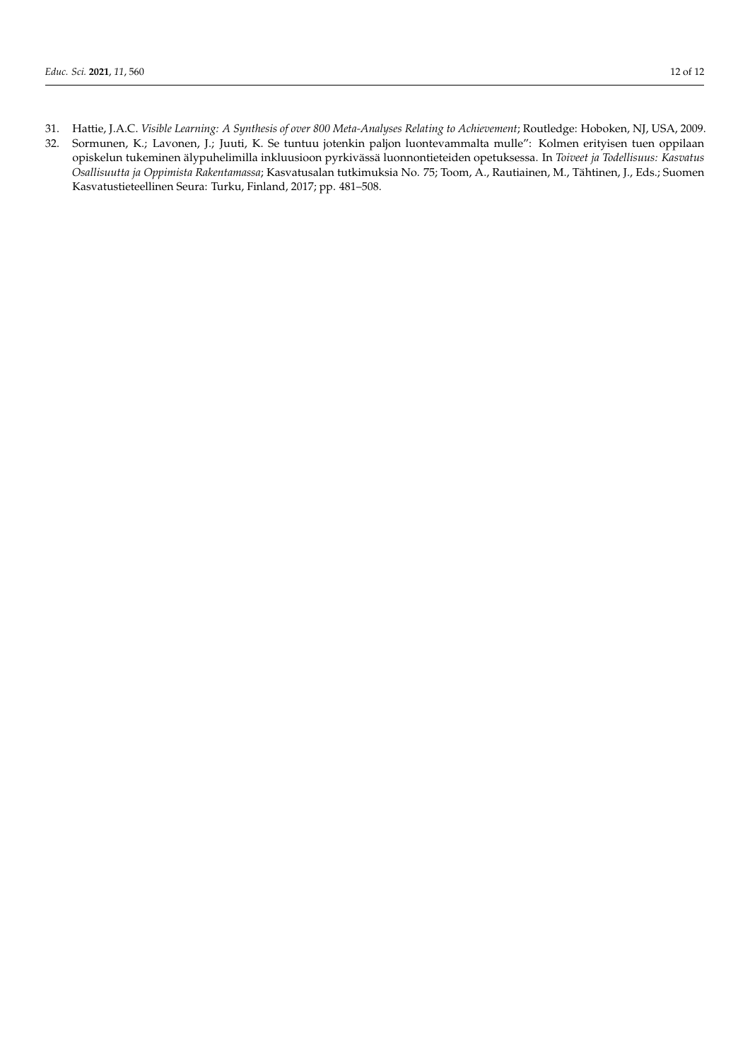31. Hattie, J.A.C. *Visible Learning: A Synthesis of over 800 Meta-Analyses Relating to Achievement*; Routledge: Hoboken, NJ, USA, 2009.
32. Sormunen, K.; Lavonen, J.; Juuti, K. Se tuntuu jotenkin paljon luontevammalta mulle": Kolmen erityisen tuen oppilaan opiskelun tukeminen älypuhelimilla inkluusioon pyrkivässä luonnontieteiden opetuksessa. In *Toiveet ja Todellisuus: Kasvatus Osallisuutta ja Oppimista Rakentamassa*; Kasvatusalan tutkimuksia No. 75; Toom, A., Rautiainen, M., Tähtinen, J., Eds.; Suomen Kasvatustieteellinen Seura: Turku, Finland, 2017; pp. 481–508.